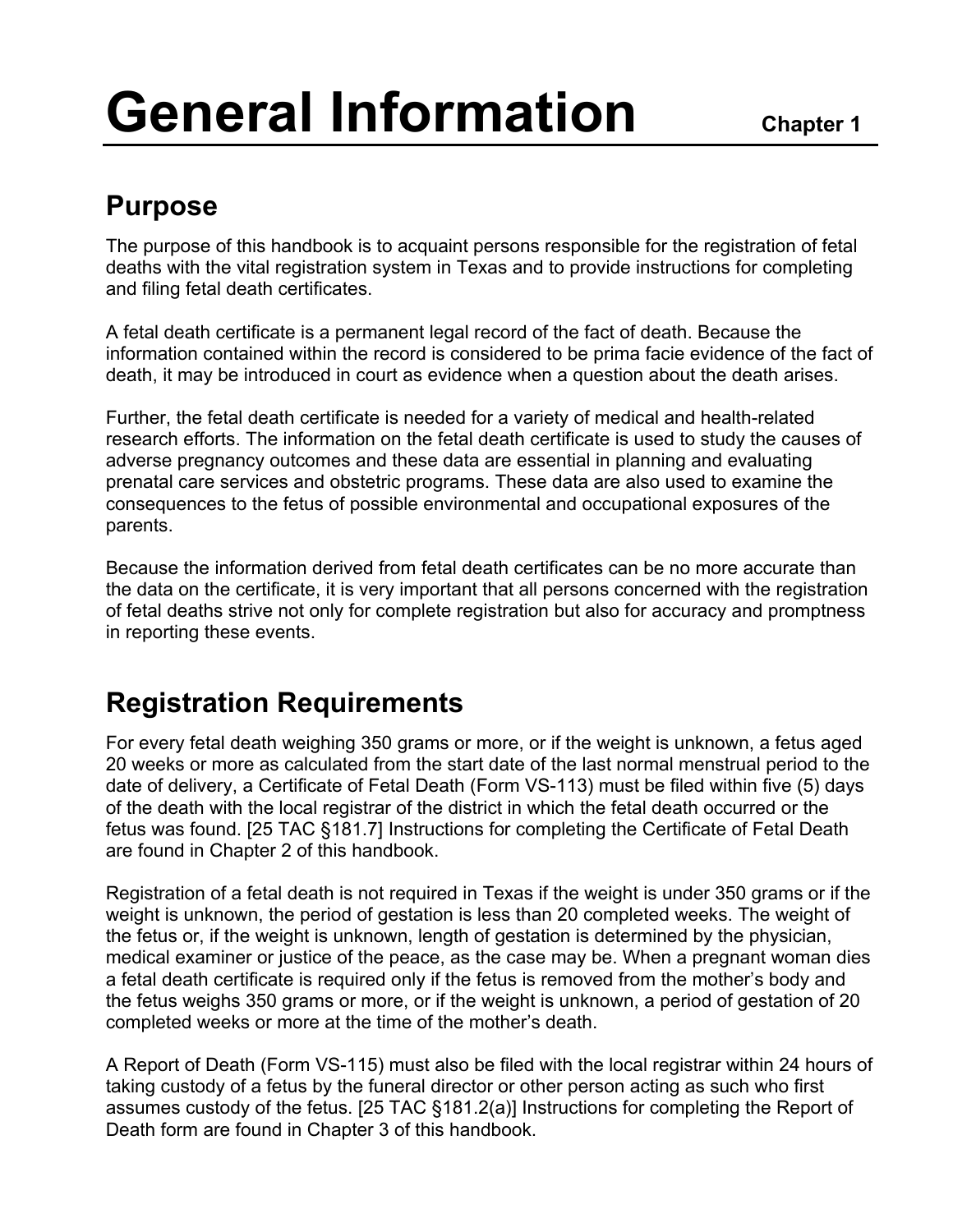# General Information

**Chapter 1**

## Purpose

The purpose of this handbook is to acquaint persons responsible for the registration of fetal deaths with the vital registration system in Texas and to provide instructions for completing and filing fetal death certificates.

A fetal death certificate is a permanent legal record of the fact of death. Because the information contained within the record is considered to be prima facie evidence of the fact of death, it may be introduced in court as evidence when a question about the death arises.

Further, the fetal death certificate is needed for a variety of medical and health-related research efforts. The information on the fetal death certificate is used to study the causes of adverse pregnancy outcomes and these data are essential in planning and evaluating prenatal care services and obstetric programs. These data are also used to examine the consequences to the fetus of possible environmental and occupational exposures of the parents.

Because the information derived from fetal death certificates can be no more accurate than the data on the certificate, it is very important that all persons concerned with the registration of fetal deaths strive not only for complete registration but also for accuracy and promptness in reporting these events.

## Registration Requirements

For every fetal death weighing 350 grams or more, or if the weight is unknown, a fetus aged 20 weeks or more as calculated from the start date of the last normal menstrual period to the date of delivery, a Certificate of Fetal Death (Form VS-113) must be filed within five (5) days of the death with the local registrar of the district in which the fetal death occurred or the fetus was found. [25 TAC §181.7] Instructions for completing the Certificate of Fetal Death are found in Chapter 2 of this handbook.

Registration of a fetal death is not required in Texas if the weight is under 350 grams or if the weight is unknown, the period of gestation is less than 20 completed weeks. The weight of the fetus or, if the weight is unknown, length of gestation is determined by the physician, medical examiner or justice of the peace, as the case may be. When a pregnant woman dies a fetal death certificate is required only if the fetus is removed from the mother's body and the fetus weighs 350 grams or more, or if the weight is unknown, a period of gestation of 20 completed weeks or more at the time of the mother's death.

A Report of Death (Form VS-115) must also be filed with the local registrar within 24 hours of taking custody of a fetus by the funeral director or other person acting as such who first assumes custody of the fetus. [25 TAC §181.2(a)] Instructions for completing the Report of Death form are found in Chapter 3 of this handbook.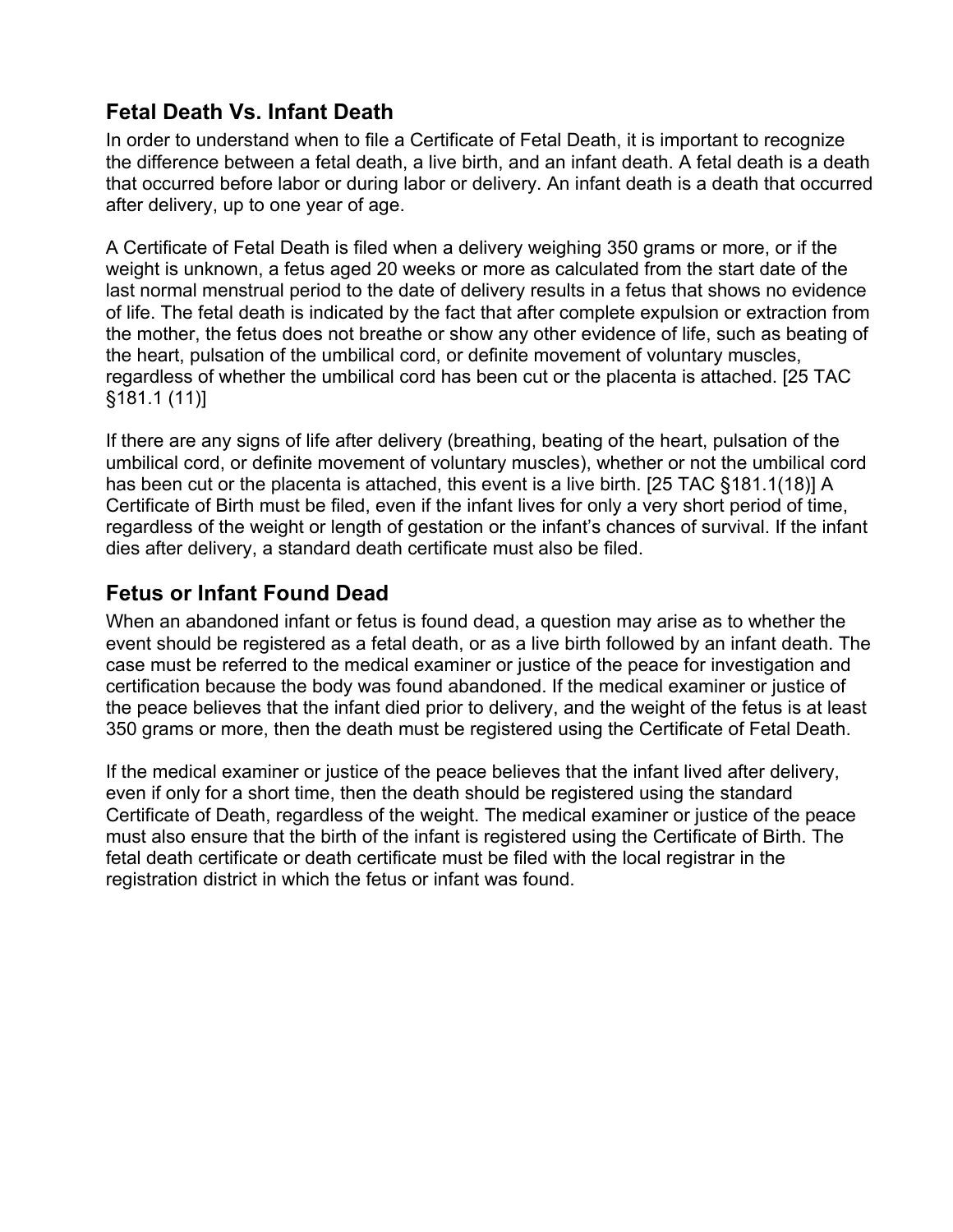## Fetal Death Vs. Infant Death

In order to understand when to file a Certificate of Fetal Death, it is important to recognize the difference between a fetal death, a live birth, and an infant death. A fetal death is a death that occurred before labor or during labor or delivery. An infant death is a death that occurred after delivery, up to one year of age.

A Certificate of Fetal Death is filed when a delivery weighing 350 grams or more, or if the weight is unknown, a fetus aged 20 weeks or more as calculated from the start date of the last normal menstrual period to the date of delivery results in a fetus that shows no evidence of life. The fetal death is indicated by the fact that after complete expulsion or extraction from the mother, the fetus does not breathe or show any other evidence of life, such as beating of the heart, pulsation of the umbilical cord, or definite movement of voluntary muscles, regardless of whether the umbilical cord has been cut or the placenta is attached. [25 TAC §181.1 (11)]

If there are any signs of life after delivery (breathing, beating of the heart, pulsation of the umbilical cord, or definite movement of voluntary muscles), whether or not the umbilical cord has been cut or the placenta is attached, this event is a live birth. [25 TAC §181.1(18)] A Certificate of Birth must be filed, even if the infant lives for only a very short period of time, regardless of the weight or length of gestation or the infant's chances of survival. If the infant dies after delivery, a standard death certificate must also be filed.

## Fetus or Infant Found Dead

When an abandoned infant or fetus is found dead, a question may arise as to whether the event should be registered as a fetal death, or as a live birth followed by an infant death. The case must be referred to the medical examiner or justice of the peace for investigation and certification because the body was found abandoned. If the medical examiner or justice of the peace believes that the infant died prior to delivery, and the weight of the fetus is at least 350 grams or more, then the death must be registered using the Certificate of Fetal Death.

If the medical examiner or justice of the peace believes that the infant lived after delivery, even if only for a short time, then the death should be registered using the standard Certificate of Death, regardless of the weight. The medical examiner or justice of the peace must also ensure that the birth of the infant is registered using the Certificate of Birth. The fetal death certificate or death certificate must be filed with the local registrar in the registration district in which the fetus or infant was found.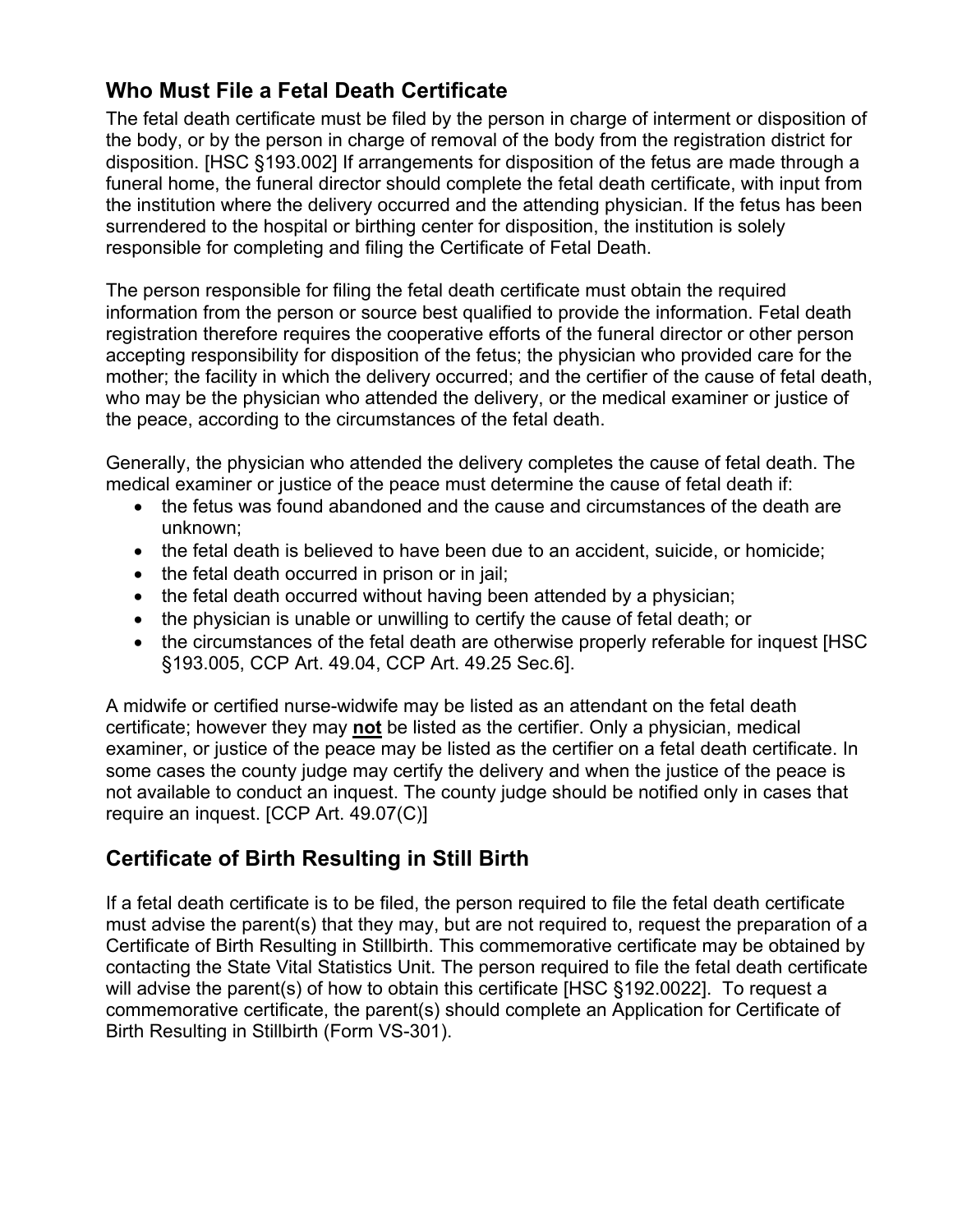## Who Must File a Fetal Death Certificate

The fetal death certificate must be filed by the person in charge of interment or disposition of the body, or by the person in charge of removal of the body from the registration district for disposition. [HSC §193.002] If arrangements for disposition of the fetus are made through a funeral home, the funeral director should complete the fetal death certificate, with input from the institution where the delivery occurred and the attending physician. If the fetus has been surrendered to the hospital or birthing center for disposition, the institution is solely responsible for completing and filing the Certificate of Fetal Death.

The person responsible for filing the fetal death certificate must obtain the required information from the person or source best qualified to provide the information. Fetal death registration therefore requires the cooperative efforts of the funeral director or other person accepting responsibility for disposition of the fetus; the physician who provided care for the mother; the facility in which the delivery occurred; and the certifier of the cause of fetal death, who may be the physician who attended the delivery, or the medical examiner or justice of the peace, according to the circumstances of the fetal death.

Generally, the physician who attended the delivery completes the cause of fetal death. The medical examiner or justice of the peace must determine the cause of fetal death if:

- the fetus was found abandoned and the cause and circumstances of the death are unknown;
- the fetal death is believed to have been due to an accident, suicide, or homicide;
- the fetal death occurred in prison or in jail;
- the fetal death occurred without having been attended by a physician;
- the physician is unable or unwilling to certify the cause of fetal death; or
- the circumstances of the fetal death are otherwise properly referable for inquest [HSC §193.005, CCP Art. 49.04, CCP Art. 49.25 Sec.6].

A midwife or certified nurse-widwife may be listed as an attendant on the fetal death certificate; however they may **not** be listed as the certifier. Only a physician, medical examiner, or justice of the peace may be listed as the certifier on a fetal death certificate. In some cases the county judge may certify the delivery and when the justice of the peace is not available to conduct an inquest. The county judge should be notified only in cases that require an inquest. [CCP Art. 49.07(C)]

## Certificate of Birth Resulting in Still Birth

If a fetal death certificate is to be filed, the person required to file the fetal death certificate must advise the parent(s) that they may, but are not required to, request the preparation of a Certificate of Birth Resulting in Stillbirth. This commemorative certificate may be obtained by contacting the State Vital Statistics Unit. The person required to file the fetal death certificate will advise the parent(s) of how to obtain this certificate [HSC §192.0022]. To request a commemorative certificate, the parent(s) should complete an Application for Certificate of Birth Resulting in Stillbirth (Form VS-301).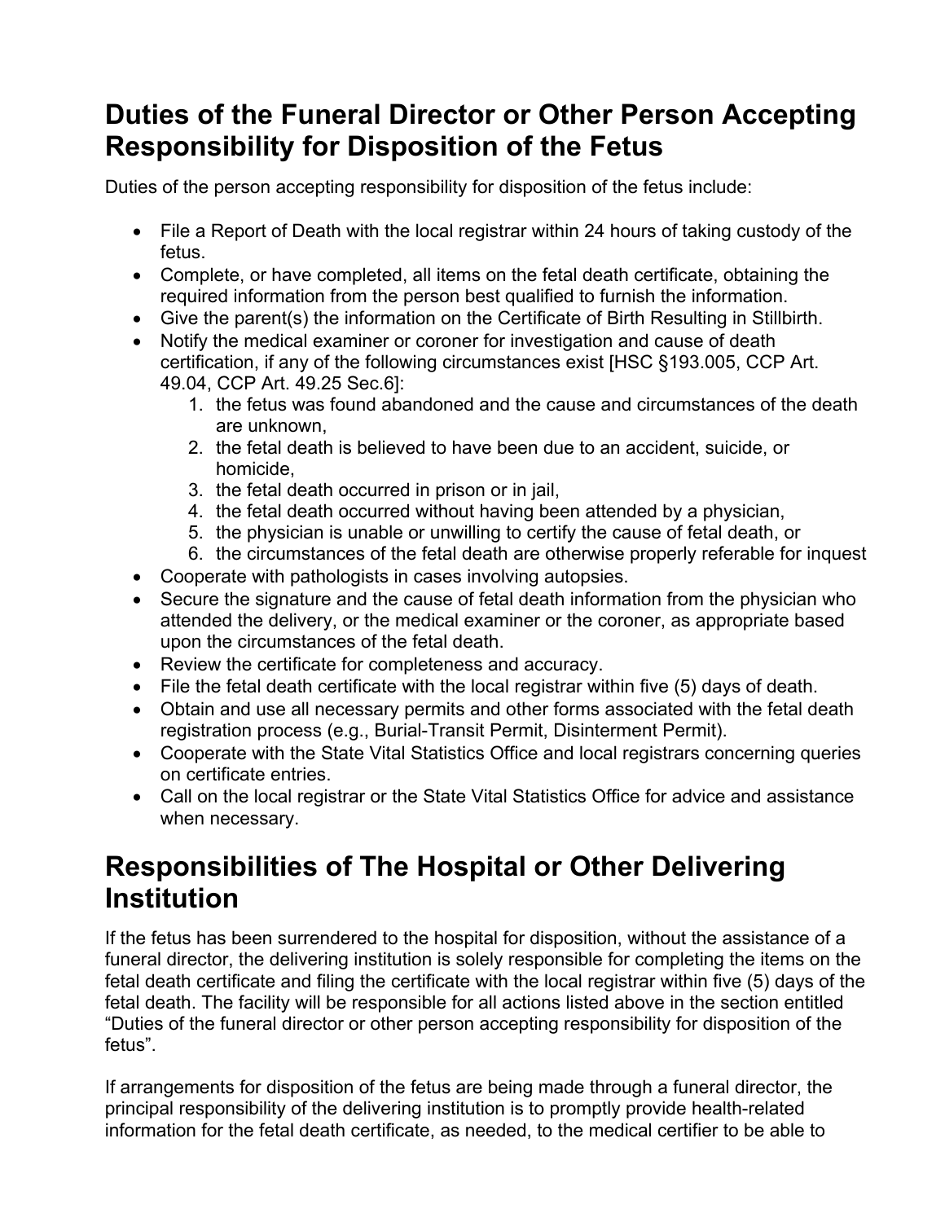## Duties of the Funeral Director or Other Person Accepting Responsibility for Disposition of the Fetus

Duties of the person accepting responsibility for disposition of the fetus include:

- File a Report of Death with the local registrar within 24 hours of taking custody of the fetus.
- Complete, or have completed, all items on the fetal death certificate, obtaining the required information from the person best qualified to furnish the information.
- Give the parent(s) the information on the Certificate of Birth Resulting in Stillbirth.
- Notify the medical examiner or coroner for investigation and cause of death certification, if any of the following circumstances exist [HSC §193.005, CCP Art. 49.04, CCP Art. 49.25 Sec.6]:
    1. the fetus was found abandoned and the cause and circumstances of the death are unknown,
    2. the fetal death is believed to have been due to an accident, suicide, or homicide,
    3. the fetal death occurred in prison or in jail,
    4. the fetal death occurred without having been attended by a physician,
    5. the physician is unable or unwilling to certify the cause of fetal death, or
    6. the circumstances of the fetal death are otherwise properly referable for inquest
- Cooperate with pathologists in cases involving autopsies.
- Secure the signature and the cause of fetal death information from the physician who attended the delivery, or the medical examiner or the coroner, as appropriate based upon the circumstances of the fetal death.
- Review the certificate for completeness and accuracy.
- File the fetal death certificate with the local registrar within five (5) days of death.
- Obtain and use all necessary permits and other forms associated with the fetal death registration process (e.g., Burial-Transit Permit, Disinterment Permit).
- Cooperate with the State Vital Statistics Office and local registrars concerning queries on certificate entries.
- Call on the local registrar or the State Vital Statistics Office for advice and assistance when necessary.

## Responsibilities of The Hospital or Other Delivering Institution

If the fetus has been surrendered to the hospital for disposition, without the assistance of a funeral director, the delivering institution is solely responsible for completing the items on the fetal death certificate and filing the certificate with the local registrar within five (5) days of the fetal death. The facility will be responsible for all actions listed above in the section entitled "Duties of the funeral director or other person accepting responsibility for disposition of the fetus".

If arrangements for disposition of the fetus are being made through a funeral director, the principal responsibility of the delivering institution is to promptly provide health-related information for the fetal death certificate, as needed, to the medical certifier to be able to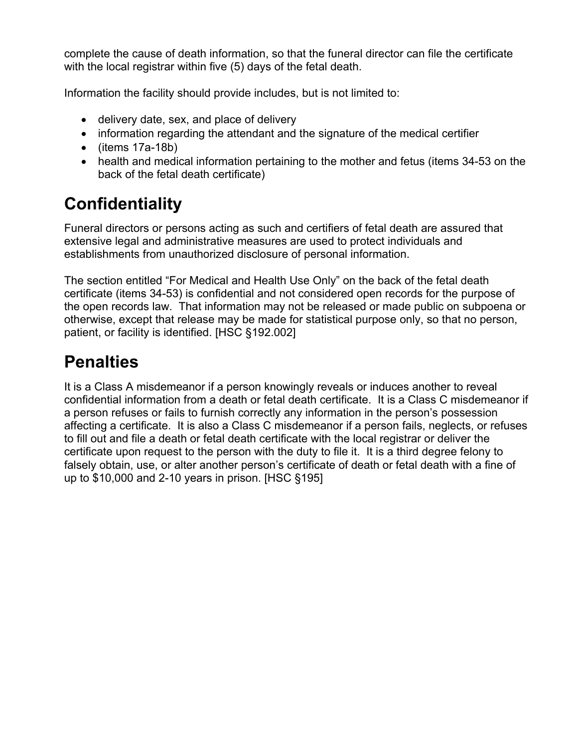complete the cause of death information, so that the funeral director can file the certificate with the local registrar within five (5) days of the fetal death.

Information the facility should provide includes, but is not limited to:

- delivery date, sex, and place of delivery
- information regarding the attendant and the signature of the medical certifier
- (items 17a-18b)
- health and medical information pertaining to the mother and fetus (items 34-53 on the back of the fetal death certificate)

# Confidentiality

Funeral directors or persons acting as such and certifiers of fetal death are assured that extensive legal and administrative measures are used to protect individuals and establishments from unauthorized disclosure of personal information.

The section entitled "For Medical and Health Use Only" on the back of the fetal death certificate (items 34-53) is confidential and not considered open records for the purpose of the open records law. That information may not be released or made public on subpoena or otherwise, except that release may be made for statistical purpose only, so that no person, patient, or facility is identified. [HSC §192.002]

# Penalties

It is a Class A misdemeanor if a person knowingly reveals or induces another to reveal confidential information from a death or fetal death certificate. It is a Class C misdemeanor if a person refuses or fails to furnish correctly any information in the person's possession affecting a certificate. It is also a Class C misdemeanor if a person fails, neglects, or refuses to fill out and file a death or fetal death certificate with the local registrar or deliver the certificate upon request to the person with the duty to file it. It is a third degree felony to falsely obtain, use, or alter another person's certificate of death or fetal death with a fine of up to $10,000 and 2-10 years in prison. [HSC §195]